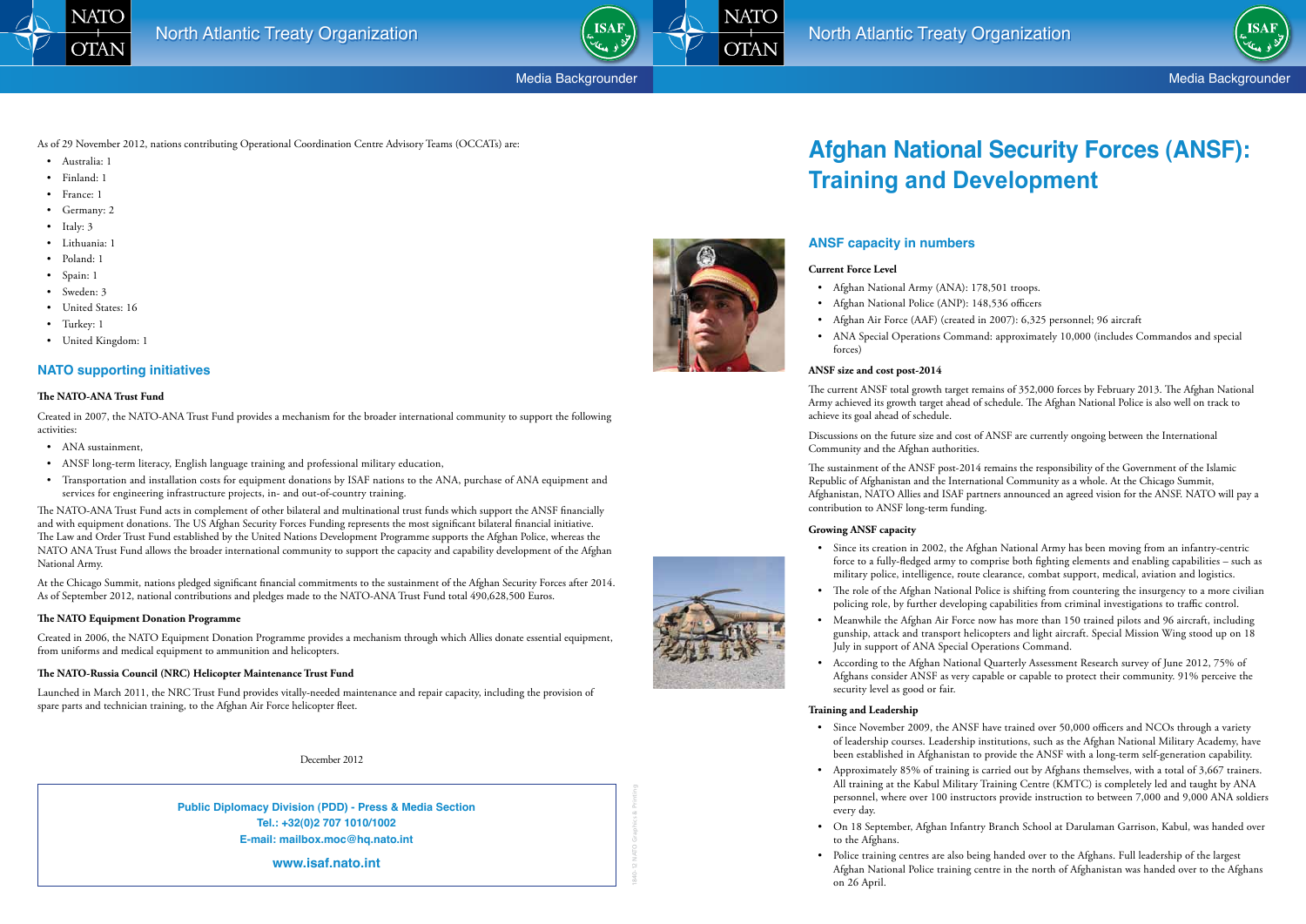# Afghan National Security Forces (ANSF): Training and Development

## ANSF capacity in numbers

**Current Force Level**

- Afghan National Army (ANA): 178,501 troops.
- Afghan National Police (ANP): 148,536 officers
- Afghan Air Force (AAF) (created in 2007): 6,325 personnel; 96 aircraft
- ANA Special Operations Command: approximately 10,000 (includes Commandos and special forces)

**ANSF size and cost post-2014**

The current ANSF total growth target remains of 352,000 forces by February 2013. The Afghan National Army achieved its growth target ahead of schedule. The Afghan National Police is also well on track to achieve its goal ahead of schedule.

Discussions on the future size and cost of ANSF are currently ongoing between the International Community and the Afghan authorities.

The sustainment of the ANSF post-2014 remains the responsibility of the Government of the Islamic Republic of Afghanistan and the International Community as a whole. At the Chicago Summit, Afghanistan, NATO Allies and ISAF partners announced an agreed vision for the ANSF. NATO will pay a contribution to ANSF long-term funding.

**Growing ANSF capacity**

- Since its creation in 2002, the Afghan National Army has been moving from an infantry-centric force to a fully-fledged army to comprise both fighting elements and enabling capabilities – such as military police, intelligence, route clearance, combat support, medical, aviation and logistics.
- The role of the Afghan National Police is shifting from countering the insurgency to a more civilian policing role, by further developing capabilities from criminal investigations to traffic control.
- Meanwhile the Afghan Air Force now has more than 150 trained pilots and 96 aircraft, including gunship, attack and transport helicopters and light aircraft. Special Mission Wing stood up on 18 July in support of ANA Special Operations Command.
- According to the Afghan National Quarterly Assessment Research survey of June 2012, 75% of Afghans consider ANSF as very capable or capable to protect their community. 91% perceive the security level as good or fair.

**Training and Leadership**

- Since November 2009, the ANSF have trained over 50,000 officers and NCOs through a variety of leadership courses. Leadership institutions, such as the Afghan National Military Academy, have been established in Afghanistan to provide the ANSF with a long-term self-generation capability.
- Approximately 85% of training is carried out by Afghans themselves, with a total of 3,667 trainers. All training at the Kabul Military Training Centre (KMTC) is completely led and taught by ANA personnel, where over 100 instructors provide instruction to between 7,000 and 9,000 ANA soldiers every day.
- On 18 September, Afghan Infantry Branch School at Darulaman Garrison, Kabul, was handed over to the Afghans.
- Police training centres are also being handed over to the Afghans. Full leadership of the largest Afghan National Police training centre in the north of Afghanistan was handed over to the Afghans on 26 April.

As of 29 November 2012, nations contributing Operational Coordination Centre Advisory Teams (OCCATs) are:

- Australia: 1
- Finland: 1
- France: 1
- Germany: 2
- Italy: 3
- Lithuania: 1
- Poland: 1
- Spain: 1
- Sweden: 3
- United States: 16
- Turkey: 1
- United Kingdom: 1

## NATO supporting initiatives

**The NATO-ANA Trust Fund**

Created in 2007, the NATO-ANA Trust Fund provides a mechanism for the broader international community to support the following activities:

- ANA sustainment,
- ANSF long-term literacy, English language training and professional military education,
- Transportation and installation costs for equipment donations by ISAF nations to the ANA, purchase of ANA equipment and services for engineering infrastructure projects, in- and out-of-country training.

The NATO-ANA Trust Fund acts in complement of other bilateral and multinational trust funds which support the ANSF financially and with equipment donations. The US Afghan Security Forces Funding represents the most significant bilateral financial initiative. The Law and Order Trust Fund established by the United Nations Development Programme supports the Afghan Police, whereas the NATO ANA Trust Fund allows the broader international community to support the capacity and capability development of the Afghan National Army.

At the Chicago Summit, nations pledged significant financial commitments to the sustainment of the Afghan Security Forces after 2014. As of September 2012, national contributions and pledges made to the NATO-ANA Trust Fund total 490,628,500 Euros.

**The NATO Equipment Donation Programme**

Created in 2006, the NATO Equipment Donation Programme provides a mechanism through which Allies donate essential equipment, from uniforms and medical equipment to ammunition and helicopters.

**The NATO-Russia Council (NRC) Helicopter Maintenance Trust Fund**

Launched in March 2011, the NRC Trust Fund provides vitally-needed maintenance and repair capacity, including the provision of spare parts and technician training, to the Afghan Air Force helicopter fleet.

December 2012

**Public Diplomacy Division (PDD) - Press & Media Section**
**Tel.: +32(0)2 707 1010/1002**
**E-mail: mailbox.moc@hq.nato.int**

**www.isaf.nato.int**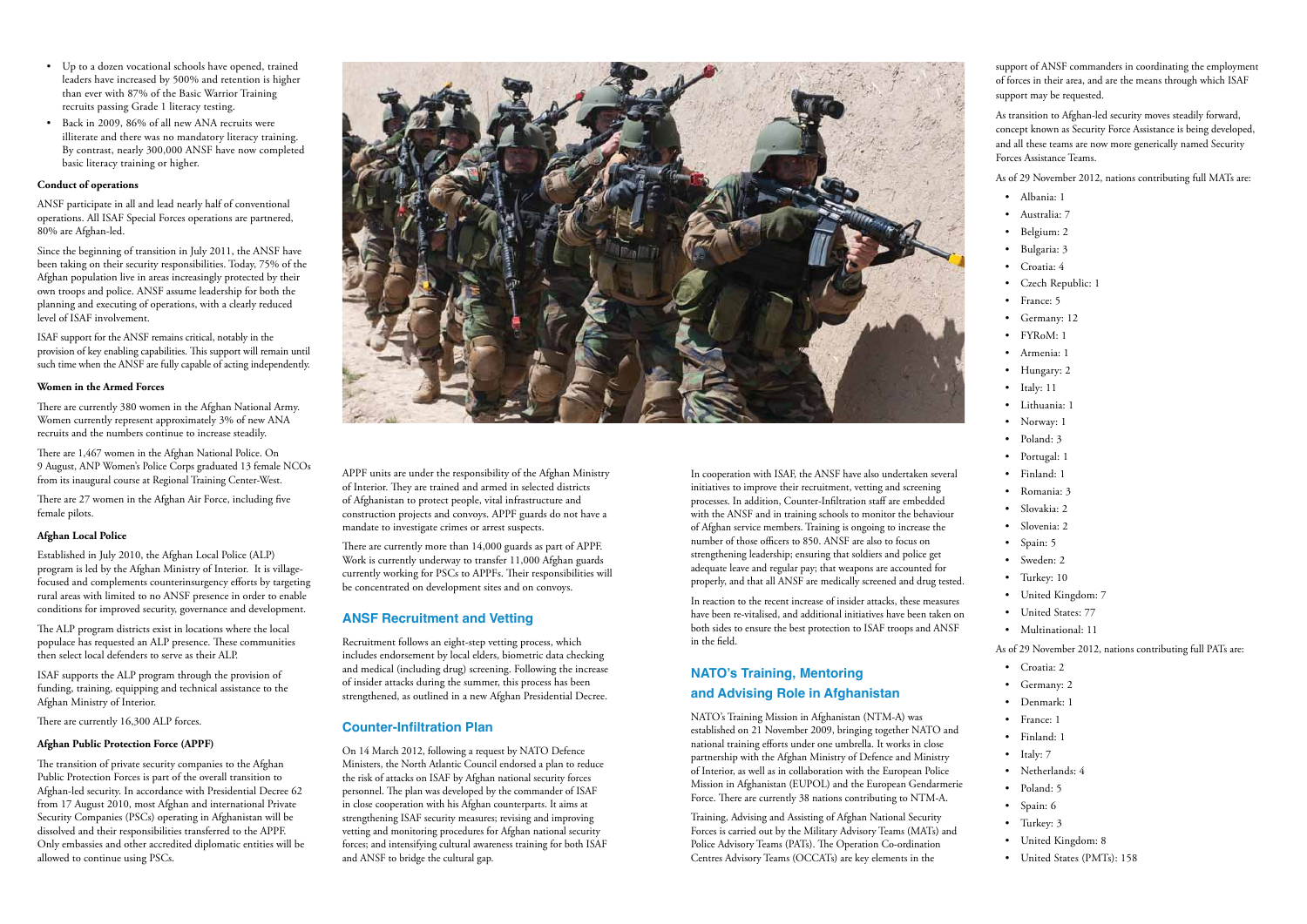- Up to a dozen vocational schools have opened, trained leaders have increased by 500% and retention is higher than ever with 87% of the Basic Warrior Training recruits passing Grade 1 literacy testing.
- Back in 2009, 86% of all new ANA recruits were illiterate and there was no mandatory literacy training. By contrast, nearly 300,000 ANSF have now completed basic literacy training or higher.

**Conduct of operations**

ANSF participate in all and lead nearly half of conventional operations. All ISAF Special Forces operations are partnered, 80% are Afghan-led.

Since the beginning of transition in July 2011, the ANSF have been taking on their security responsibilities. Today, 75% of the Afghan population live in areas increasingly protected by their own troops and police. ANSF assume leadership for both the planning and executing of operations, with a clearly reduced level of ISAF involvement.

ISAF support for the ANSF remains critical, notably in the provision of key enabling capabilities. This support will remain until such time when the ANSF are fully capable of acting independently.

**Women in the Armed Forces**

There are currently 380 women in the Afghan National Army. Women currently represent approximately 3% of new ANA recruits and the numbers continue to increase steadily.

There are 1,467 women in the Afghan National Police. On 9 August, ANP Women's Police Corps graduated 13 female NCOs from its inaugural course at Regional Training Center-West.

There are 27 women in the Afghan Air Force, including five female pilots.

**Afghan Local Police**

Established in July 2010, the Afghan Local Police (ALP) program is led by the Afghan Ministry of Interior. It is village-focused and complements counterinsurgency efforts by targeting rural areas with limited to no ANSF presence in order to enable conditions for improved security, governance and development.

The ALP program districts exist in locations where the local populace has requested an ALP presence. These communities then select local defenders to serve as their ALP.

ISAF supports the ALP program through the provision of funding, training, equipping and technical assistance to the Afghan Ministry of Interior.

There are currently 16,300 ALP forces.

**Afghan Public Protection Force (APPF)**

The transition of private security companies to the Afghan Public Protection Forces is part of the overall transition to Afghan-led security. In accordance with Presidential Decree 62 from 17 August 2010, most Afghan and international Private Security Companies (PSCs) operating in Afghanistan will be dissolved and their responsibilities transferred to the APPF. Only embassies and other accredited diplomatic entities will be allowed to continue using PSCs.

APPF units are under the responsibility of the Afghan Ministry of Interior. They are trained and armed in selected districts of Afghanistan to protect people, vital infrastructure and construction projects and convoys. APPF guards do not have a mandate to investigate crimes or arrest suspects.

There are currently more than 14,000 guards as part of APPF. Work is currently underway to transfer 11,000 Afghan guards currently working for PSCs to APPFs. Their responsibilities will be concentrated on development sites and on convoys.

## ANSF Recruitment and Vetting

Recruitment follows an eight-step vetting process, which includes endorsement by local elders, biometric data checking and medical (including drug) screening. Following the increase of insider attacks during the summer, this process has been strengthened, as outlined in a new Afghan Presidential Decree.

## Counter-Infiltration Plan

On 14 March 2012, following a request by NATO Defence Ministers, the North Atlantic Council endorsed a plan to reduce the risk of attacks on ISAF by Afghan national security forces personnel. The plan was developed by the commander of ISAF in close cooperation with his Afghan counterparts. It aims at strengthening ISAF security measures; revising and improving vetting and monitoring procedures for Afghan national security forces; and intensifying cultural awareness training for both ISAF and ANSF to bridge the cultural gap.

In cooperation with ISAF, the ANSF have also undertaken several initiatives to improve their recruitment, vetting and screening processes. In addition, Counter-Infiltration staff are embedded with the ANSF and in training schools to monitor the behaviour of Afghan service members. Training is ongoing to increase the number of those officers to 850. ANSF are also to focus on strengthening leadership; ensuring that soldiers and police get adequate leave and regular pay; that weapons are accounted for properly, and that all ANSF are medically screened and drug tested.

In reaction to the recent increase of insider attacks, these measures have been re-vitalised, and additional initiatives have been taken on both sides to ensure the best protection to ISAF troops and ANSF in the field.

## NATO's Training, Mentoring and Advising Role in Afghanistan

NATO's Training Mission in Afghanistan (NTM-A) was established on 21 November 2009, bringing together NATO and national training efforts under one umbrella. It works in close partnership with the Afghan Ministry of Defence and Ministry of Interior, as well as in collaboration with the European Police Mission in Afghanistan (EUPOL) and the European Gendarmerie Force. There are currently 38 nations contributing to NTM-A.

Training, Advising and Assisting of Afghan National Security Forces is carried out by the Military Advisory Teams (MATs) and Police Advisory Teams (PATs). The Operation Co-ordination Centres Advisory Teams (OCCATs) are key elements in the support of ANSF commanders in coordinating the employment of forces in their area, and are the means through which ISAF support may be requested.

As transition to Afghan-led security moves steadily forward, concept known as Security Force Assistance is being developed, and all these teams are now more generically named Security Forces Assistance Teams.

As of 29 November 2012, nations contributing full MATs are:

- Albania: 1
- Australia: 7
- Belgium: 2
- Bulgaria: 3
- Croatia: 4
- Czech Republic: 1
- France: 5
- Germany: 12
- FYRoM: 1
- Armenia: 1
- Hungary: 2
- Italy: 11
- Lithuania: 1
- Norway: 1
- Poland: 3
- Portugal: 1
- Finland: 1
- Romania: 3
- Slovakia: 2
- Slovenia: 2
- Spain: 5
- Sweden: 2
- Turkey: 10
- United Kingdom: 7
- United States: 77
- Multinational: 11

As of 29 November 2012, nations contributing full PATs are:

- Croatia: 2
- Germany: 2
- Denmark: 1
- France: 1
- Finland: 1
- Italy: 7
- Netherlands: 4
- Poland: 5
- Spain: 6
- Turkey: 3
- United Kingdom: 8
- United States (PMTs): 158